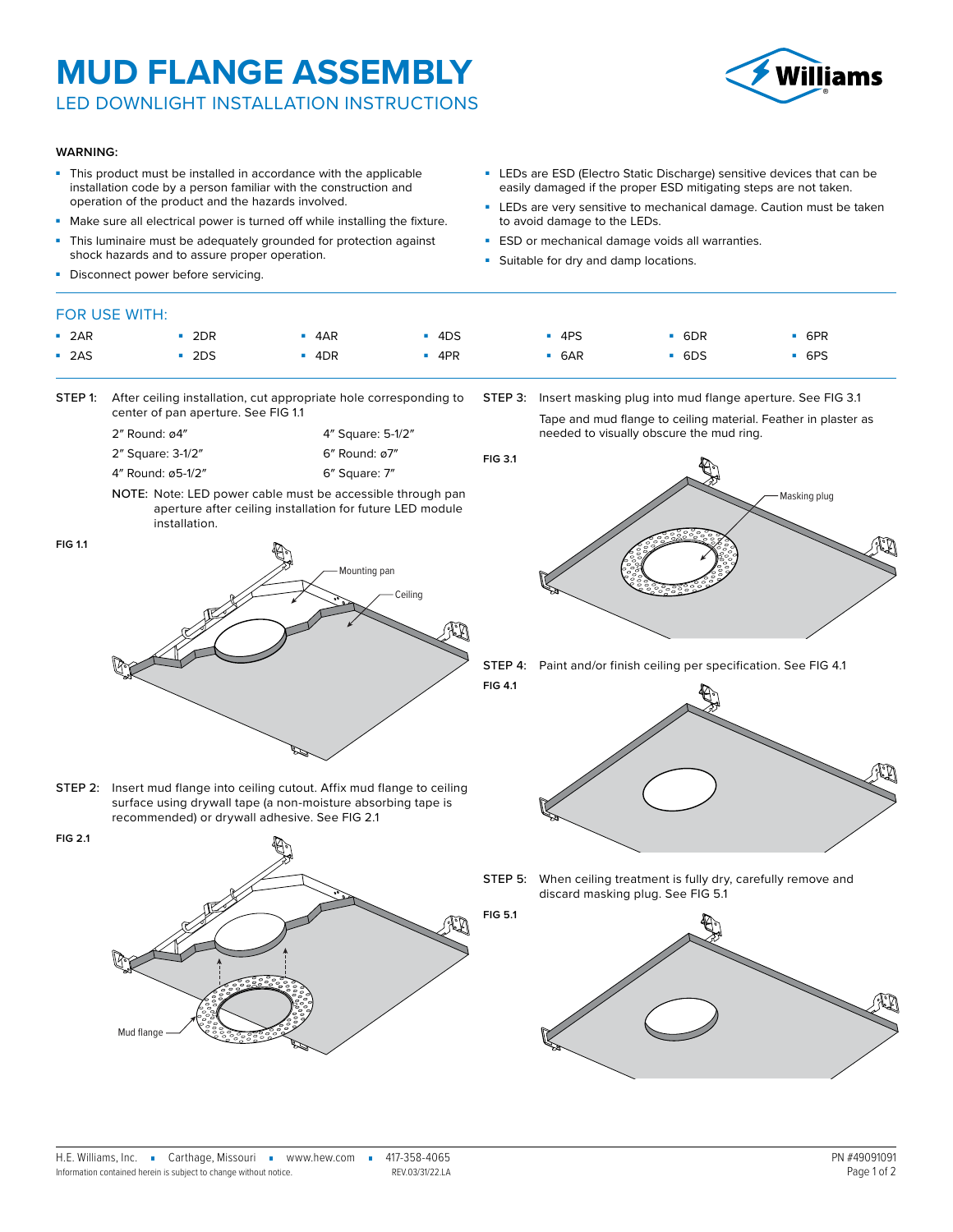# MUD FLANGE ASSEMBLY

## LED DOWNLIGHT INSTALLATION INSTRUCTIONS

**WARNING:**

- This product must be installed in accordance with the applicable installation code by a person familiar with the construction and operation of the product and the hazards involved.
- Make sure all electrical power is turned off while installing the fixture.
- This luminaire must be adequately grounded for protection against shock hazards and to assure proper operation.
- Disconnect power before servicing.
- LEDs are ESD (Electro Static Discharge) sensitive devices that can be easily damaged if the proper ESD mitigating steps are not taken.
- LEDs are very sensitive to mechanical damage. Caution must be taken to avoid damage to the LEDs.
- ESD or mechanical damage voids all warranties.
- Suitable for dry and damp locations.

### FOR USE WITH:

- 2AR
- 2AS
- 2DR
- 2DS
- 4AR
- 4DR
- 4DS
- 4PR
- 4PS
- 6AR
- 6DR
- 6DS
- 6PR
- 6PS

**STEP 1:** After ceiling installation, cut appropriate hole corresponding to center of pan aperture. See FIG 1.1

| | |
|---|---|
| 2" Round: ø4" | 4" Square: 5-1/2" |
| 2" Square: 3-1/2" | 6" Round: ø7" |
| 4" Round: ø5-1/2" | 6" Square: 7" |

NOTE: Note: LED power cable must be accessible through pan aperture after ceiling installation for future LED module installation.

FIG 1.1

Mounting pan

Ceiling

**STEP 2:** Insert mud flange into ceiling cutout. Affix mud flange to ceiling surface using drywall tape (a non-moisture absorbing tape is recommended) or drywall adhesive. See FIG 2.1

FIG 2.1

Mud flange

**STEP 3:** Insert masking plug into mud flange aperture. See FIG 3.1

Tape and mud flange to ceiling material. Feather in plaster as needed to visually obscure the mud ring.

FIG 3.1

Masking plug

**STEP 4:** Paint and/or finish ceiling per specification. See FIG 4.1

FIG 4.1

**STEP 5:** When ceiling treatment is fully dry, carefully remove and discard masking plug. See FIG 5.1

FIG 5.1

H.E. Williams, Inc. ▪ Carthage, Missouri ▪ www.hew.com ▪ 417-358-4065

Information contained herein is subject to change without notice. REV.03/31/22.LA

PN #49091091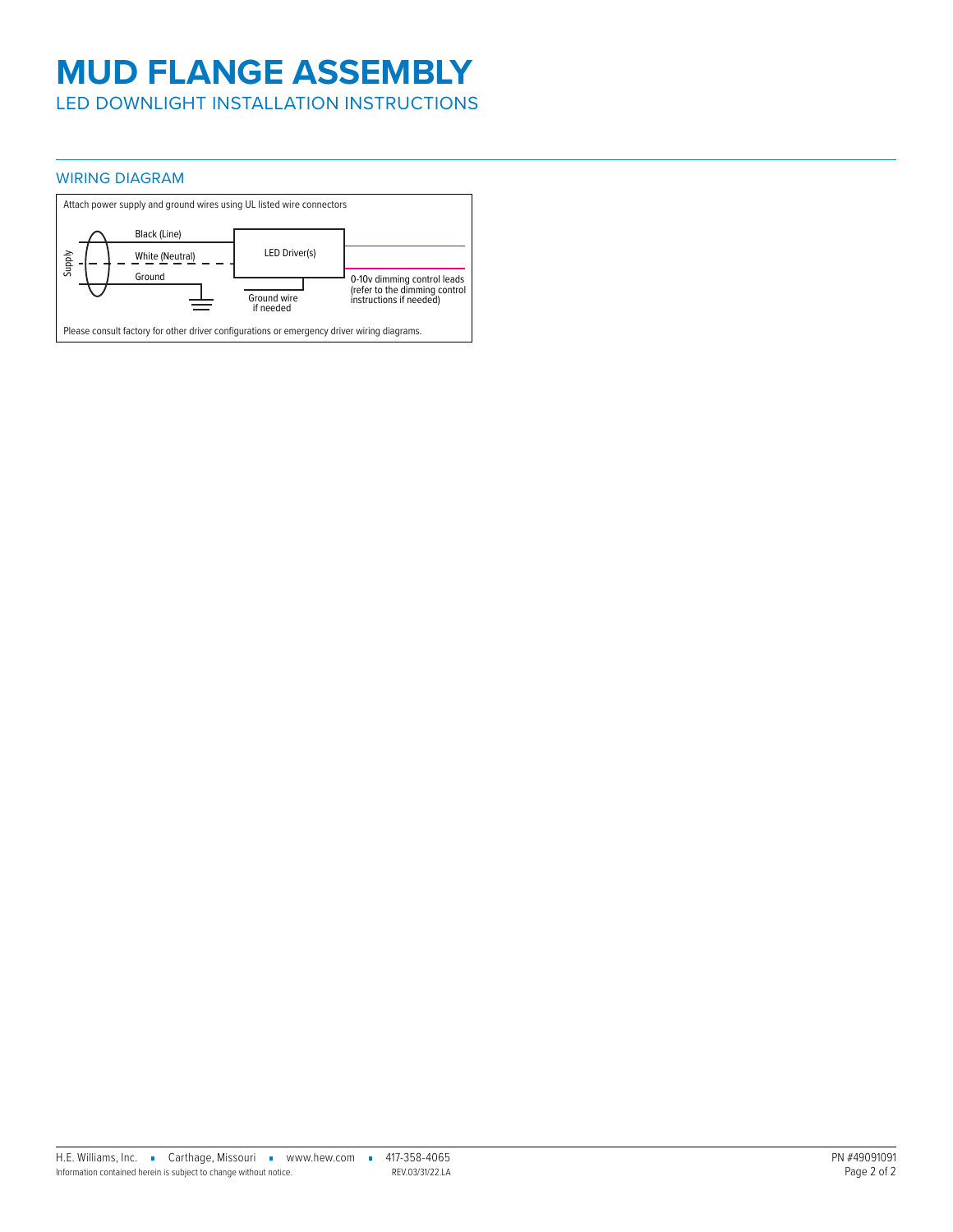# MUD FLANGE ASSEMBLY

LED DOWNLIGHT INSTALLATION INSTRUCTIONS

## WIRING DIAGRAM

Attach power supply and ground wires using UL listed wire connectors

Supply

Black (Line)

White (Neutral)

Ground

LED Driver(s)

Ground wire if needed

0-10v dimming control leads (refer to the dimming control instructions if needed)

Please consult factory for other driver configurations or emergency driver wiring diagrams.

H.E. Williams, Inc. ▪ Carthage, Missouri ▪ www.hew.com ▪ 417-358-4065

Information contained herein is subject to change without notice. REV.03/31/22.LA

PN #49091091